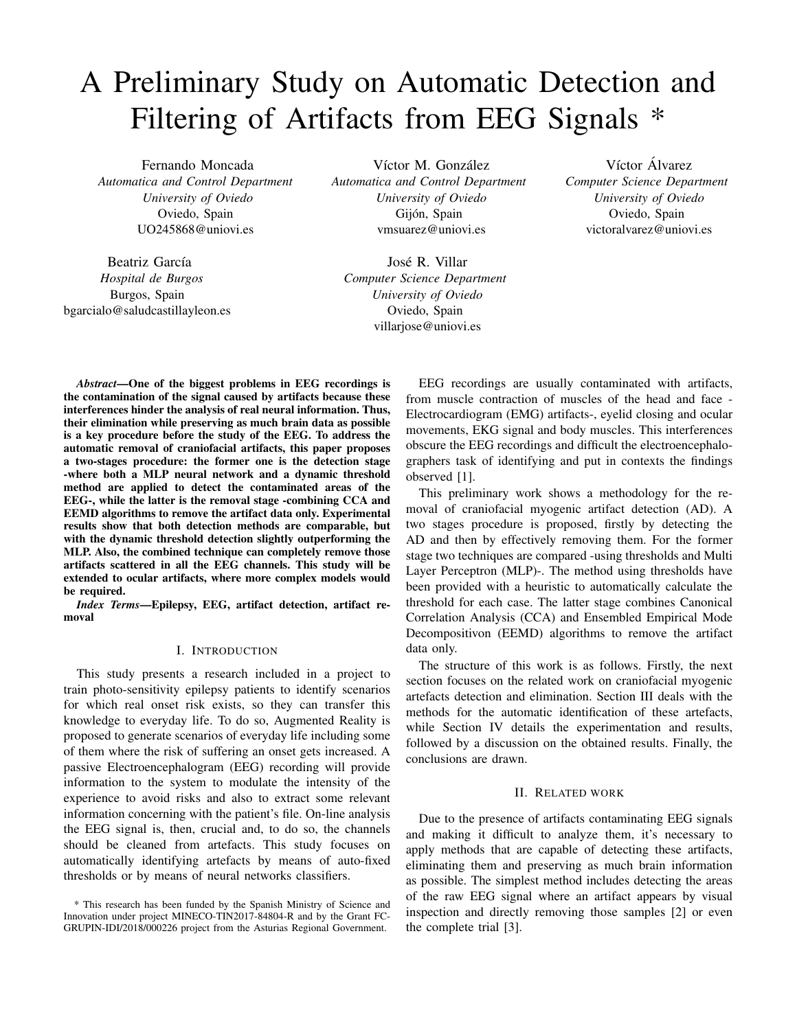# A Preliminary Study on Automatic Detection and Filtering of Artifacts from EEG Signals *

Fernando Moncada
*Automatica and Control Department*
*University of Oviedo*
Oviedo, Spain
UO245868@uniovi.es

Víctor M. González
*Automatica and Control Department*
*University of Oviedo*
Gijón, Spain
vmsuarez@uniovi.es

Víctor Álvarez
*Computer Science Department*
*University of Oviedo*
Oviedo, Spain
victoralvarez@uniovi.es

Beatriz García
*Hospital de Burgos*
Burgos, Spain
bgarcialo@saludcastillayleon.es

José R. Villar
*Computer Science Department*
*University of Oviedo*
Oviedo, Spain
villarjose@uniovi.es

***Abstract*—One of the biggest problems in EEG recordings is the contamination of the signal caused by artifacts because these interferences hinder the analysis of real neural information. Thus, their elimination while preserving as much brain data as possible is a key procedure before the study of the EEG. To address the automatic removal of craniofacial artifacts, this paper proposes a two-stages procedure: the former one is the detection stage -where both a MLP neural network and a dynamic threshold method are applied to detect the contaminated areas of the EEG-, while the latter is the removal stage -combining CCA and EEMD algorithms to remove the artifact data only. Experimental results show that both detection methods are comparable, but with the dynamic threshold detection slightly outperforming the MLP. Also, the combined technique can completely remove those artifacts scattered in all the EEG channels. This study will be extended to ocular artifacts, where more complex models would be required.**

***Index Terms*—Epilepsy, EEG, artifact detection, artifact removal**

## I. Introduction

This study presents a research included in a project to train photo-sensitivity epilepsy patients to identify scenarios for which real onset risk exists, so they can transfer this knowledge to everyday life. To do so, Augmented Reality is proposed to generate scenarios of everyday life including some of them where the risk of suffering an onset gets increased. A passive Electroencephalogram (EEG) recording will provide information to the system to modulate the intensity of the experience to avoid risks and also to extract some relevant information concerning with the patient's file. On-line analysis the EEG signal is, then, crucial and, to do so, the channels should be cleaned from artefacts. This study focuses on automatically identifying artefacts by means of auto-fixed thresholds or by means of neural networks classifiers.

EEG recordings are usually contaminated with artifacts, from muscle contraction of muscles of the head and face - Electrocardiogram (EMG) artifacts-, eyelid closing and ocular movements, EKG signal and body muscles. This interferences obscure the EEG recordings and difficult the electroencephalographers task of identifying and put in contexts the findings observed [1].

This preliminary work shows a methodology for the removal of craniofacial myogenic artifact detection (AD). A two stages procedure is proposed, firstly by detecting the AD and then by effectively removing them. For the former stage two techniques are compared -using thresholds and Multi Layer Perceptron (MLP)-. The method using thresholds have been provided with a heuristic to automatically calculate the threshold for each case. The latter stage combines Canonical Correlation Analysis (CCA) and Ensembled Empirical Mode Decompositivon (EEMD) algorithms to remove the artifact data only.

The structure of this work is as follows. Firstly, the next section focuses on the related work on craniofacial myogenic artefacts detection and elimination. Section III deals with the methods for the automatic identification of these artefacts, while Section IV details the experimentation and results, followed by a discussion on the obtained results. Finally, the conclusions are drawn.

## II. Related work

Due to the presence of artifacts contaminating EEG signals and making it difficult to analyze them, it's necessary to apply methods that are capable of detecting these artifacts, eliminating them and preserving as much brain information as possible. The simplest method includes detecting the areas of the raw EEG signal where an artifact appears by visual inspection and directly removing those samples [2] or even the complete trial [3].

* This research has been funded by the Spanish Ministry of Science and Innovation under project MINECO-TIN2017-84804-R and by the Grant FC-GRUPIN-IDI/2018/000226 project from the Asturias Regional Government.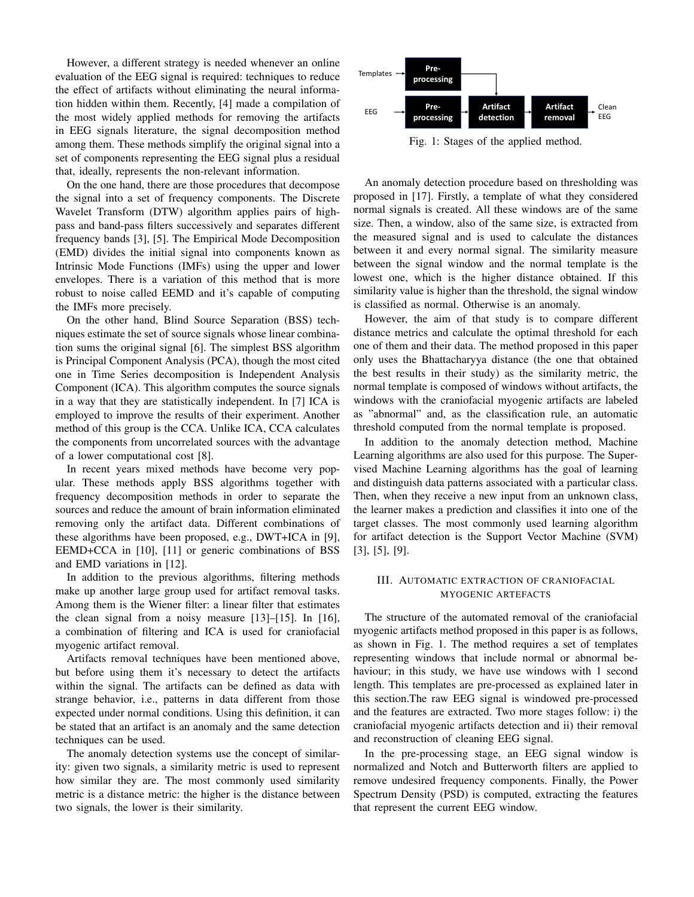However, a different strategy is needed whenever an online evaluation of the EEG signal is required: techniques to reduce the effect of artifacts without eliminating the neural information hidden within them. Recently, [4] made a compilation of the most widely applied methods for removing the artifacts in EEG signals literature, the signal decomposition method among them. These methods simplify the original signal into a set of components representing the EEG signal plus a residual that, ideally, represents the non-relevant information.

On the one hand, there are those procedures that decompose the signal into a set of frequency components. The Discrete Wavelet Transform (DTW) algorithm applies pairs of high-pass and band-pass filters successively and separates different frequency bands [3], [5]. The Empirical Mode Decomposition (EMD) divides the initial signal into components known as Intrinsic Mode Functions (IMFs) using the upper and lower envelopes. There is a variation of this method that is more robust to noise called EEMD and it's capable of computing the IMFs more precisely.

On the other hand, Blind Source Separation (BSS) techniques estimate the set of source signals whose linear combination sums the original signal [6]. The simplest BSS algorithm is Principal Component Analysis (PCA), though the most cited one in Time Series decomposition is Independent Analysis Component (ICA). This algorithm computes the source signals in a way that they are statistically independent. In [7] ICA is employed to improve the results of their experiment. Another method of this group is the CCA. Unlike ICA, CCA calculates the components from uncorrelated sources with the advantage of a lower computational cost [8].

In recent years mixed methods have become very popular. These methods apply BSS algorithms together with frequency decomposition methods in order to separate the sources and reduce the amount of brain information eliminated removing only the artifact data. Different combinations of these algorithms have been proposed, e.g., DWT+ICA in [9], EEMD+CCA in [10], [11] or generic combinations of BSS and EMD variations in [12].

In addition to the previous algorithms, filtering methods make up another large group used for artifact removal tasks. Among them is the Wiener filter: a linear filter that estimates the clean signal from a noisy measure [13]–[15]. In [16], a combination of filtering and ICA is used for craniofacial myogenic artifact removal.

Artifacts removal techniques have been mentioned above, but before using them it's necessary to detect the artifacts within the signal. The artifacts can be defined as data with strange behavior, i.e., patterns in data different from those expected under normal conditions. Using this definition, it can be stated that an artifact is an anomaly and the same detection techniques can be used.

The anomaly detection systems use the concept of similarity: given two signals, a similarity metric is used to represent how similar they are. The most commonly used similarity metric is a distance metric: the higher is the distance between two signals, the lower is their similarity.

Fig. 1: Stages of the applied method.

An anomaly detection procedure based on thresholding was proposed in [17]. Firstly, a template of what they considered normal signals is created. All these windows are of the same size. Then, a window, also of the same size, is extracted from the measured signal and is used to calculate the distances between it and every normal signal. The similarity measure between the signal window and the normal template is the lowest one, which is the higher distance obtained. If this similarity value is higher than the threshold, the signal window is classified as normal. Otherwise is an anomaly.

However, the aim of that study is to compare different distance metrics and calculate the optimal threshold for each one of them and their data. The method proposed in this paper only uses the Bhattacharyya distance (the one that obtained the best results in their study) as the similarity metric, the normal template is composed of windows without artifacts, the windows with the craniofacial myogenic artifacts are labeled as "abnormal" and, as the classification rule, an automatic threshold computed from the normal template is proposed.

In addition to the anomaly detection method, Machine Learning algorithms are also used for this purpose. The Supervised Machine Learning algorithms has the goal of learning and distinguish data patterns associated with a particular class. Then, when they receive a new input from an unknown class, the learner makes a prediction and classifies it into one of the target classes. The most commonly used learning algorithm for artifact detection is the Support Vector Machine (SVM) [3], [5], [9].

## III. Automatic extraction of craniofacial myogenic artefacts

The structure of the automated removal of the craniofacial myogenic artifacts method proposed in this paper is as follows, as shown in Fig. 1. The method requires a set of templates representing windows that include normal or abnormal behaviour; in this study, we have use windows with 1 second length. This templates are pre-processed as explained later in this section.The raw EEG signal is windowed pre-processed and the features are extracted. Two more stages follow: i) the craniofacial myogenic artifacts detection and ii) their removal and reconstruction of cleaning EEG signal.

In the pre-processing stage, an EEG signal window is normalized and Notch and Butterworth filters are applied to remove undesired frequency components. Finally, the Power Spectrum Density (PSD) is computed, extracting the features that represent the current EEG window.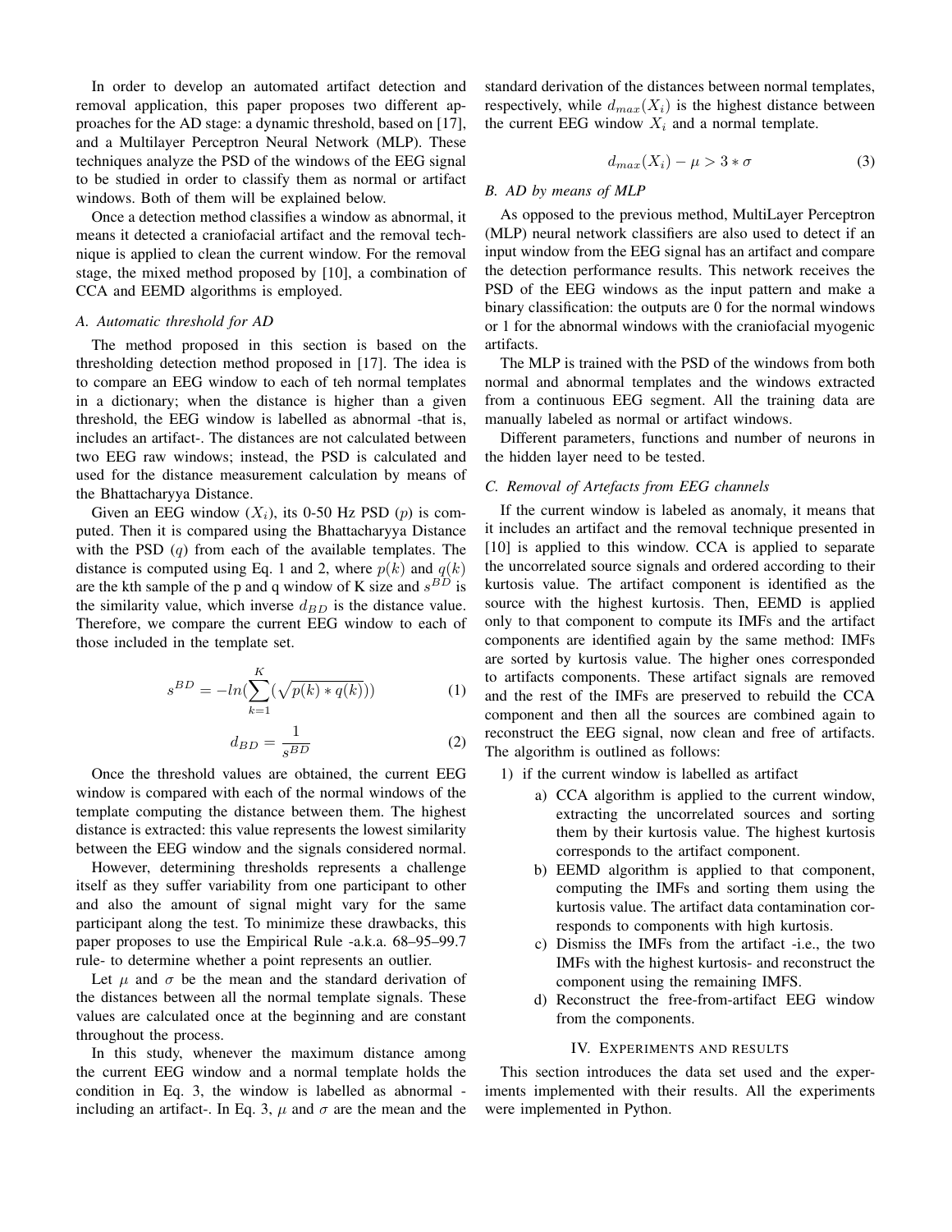In order to develop an automated artifact detection and removal application, this paper proposes two different approaches for the AD stage: a dynamic threshold, based on [17], and a Multilayer Perceptron Neural Network (MLP). These techniques analyze the PSD of the windows of the EEG signal to be studied in order to classify them as normal or artifact windows. Both of them will be explained below.

Once a detection method classifies a window as abnormal, it means it detected a craniofacial artifact and the removal technique is applied to clean the current window. For the removal stage, the mixed method proposed by [10], a combination of CCA and EEMD algorithms is employed.

### A. Automatic threshold for AD

The method proposed in this section is based on the thresholding detection method proposed in [17]. The idea is to compare an EEG window to each of teh normal templates in a dictionary; when the distance is higher than a given threshold, the EEG window is labelled as abnormal -that is, includes an artifact-. The distances are not calculated between two EEG raw windows; instead, the PSD is calculated and used for the distance measurement calculation by means of the Bhattacharyya Distance.

Given an EEG window ($X_i$), its 0-50 Hz PSD ($p$) is computed. Then it is compared using the Bhattacharyya Distance with the PSD ($q$) from each of the available templates. The distance is computed using Eq. 1 and 2, where $p(k)$ and $q(k)$ are the kth sample of the p and q window of K size and $s^{BD}$ is the similarity value, which inverse $d_{BD}$ is the distance value. Therefore, we compare the current EEG window to each of those included in the template set.

$$s^{BD} = -ln(\sum_{k=1}^{K}(\sqrt{p(k) * q(k)})) \tag{1}$$

$$d_{BD} = \frac{1}{s^{BD}} \tag{2}$$

Once the threshold values are obtained, the current EEG window is compared with each of the normal windows of the template computing the distance between them. The highest distance is extracted: this value represents the lowest similarity between the EEG window and the signals considered normal.

However, determining thresholds represents a challenge itself as they suffer variability from one participant to other and also the amount of signal might vary for the same participant along the test. To minimize these drawbacks, this paper proposes to use the Empirical Rule -a.k.a. 68–95–99.7 rule- to determine whether a point represents an outlier.

Let $\mu$ and $\sigma$ be the mean and the standard derivation of the distances between all the normal template signals. These values are calculated once at the beginning and are constant throughout the process.

In this study, whenever the maximum distance among the current EEG window and a normal template holds the condition in Eq. 3, the window is labelled as abnormal - including an artifact-. In Eq. 3, $\mu$ and $\sigma$ are the mean and the standard derivation of the distances between normal templates, respectively, while $d_{max}(X_i)$ is the highest distance between the current EEG window $X_i$ and a normal template.

$$d_{max}(X_i) - \mu > 3 * \sigma \tag{3}$$

### B. AD by means of MLP

As opposed to the previous method, MultiLayer Perceptron (MLP) neural network classifiers are also used to detect if an input window from the EEG signal has an artifact and compare the detection performance results. This network receives the PSD of the EEG windows as the input pattern and make a binary classification: the outputs are 0 for the normal windows or 1 for the abnormal windows with the craniofacial myogenic artifacts.

The MLP is trained with the PSD of the windows from both normal and abnormal templates and the windows extracted from a continuous EEG segment. All the training data are manually labeled as normal or artifact windows.

Different parameters, functions and number of neurons in the hidden layer need to be tested.

### C. Removal of Artefacts from EEG channels

If the current window is labeled as anomaly, it means that it includes an artifact and the removal technique presented in [10] is applied to this window. CCA is applied to separate the uncorrelated source signals and ordered according to their kurtosis value. The artifact component is identified as the source with the highest kurtosis. Then, EEMD is applied only to that component to compute its IMFs and the artifact components are identified again by the same method: IMFs are sorted by kurtosis value. The higher ones corresponded to artifacts components. These artifact signals are removed and the rest of the IMFs are preserved to rebuild the CCA component and then all the sources are combined again to reconstruct the EEG signal, now clean and free of artifacts. The algorithm is outlined as follows:

1) if the current window is labelled as artifact
   a) CCA algorithm is applied to the current window, extracting the uncorrelated sources and sorting them by their kurtosis value. The highest kurtosis corresponds to the artifact component.
   b) EEMD algorithm is applied to that component, computing the IMFs and sorting them using the kurtosis value. The artifact data contamination corresponds to components with high kurtosis.
   c) Dismiss the IMFs from the artifact -i.e., the two IMFs with the highest kurtosis- and reconstruct the component using the remaining IMFS.
   d) Reconstruct the free-from-artifact EEG window from the components.

## IV. Experiments and results

This section introduces the data set used and the experiments implemented with their results. All the experiments were implemented in Python.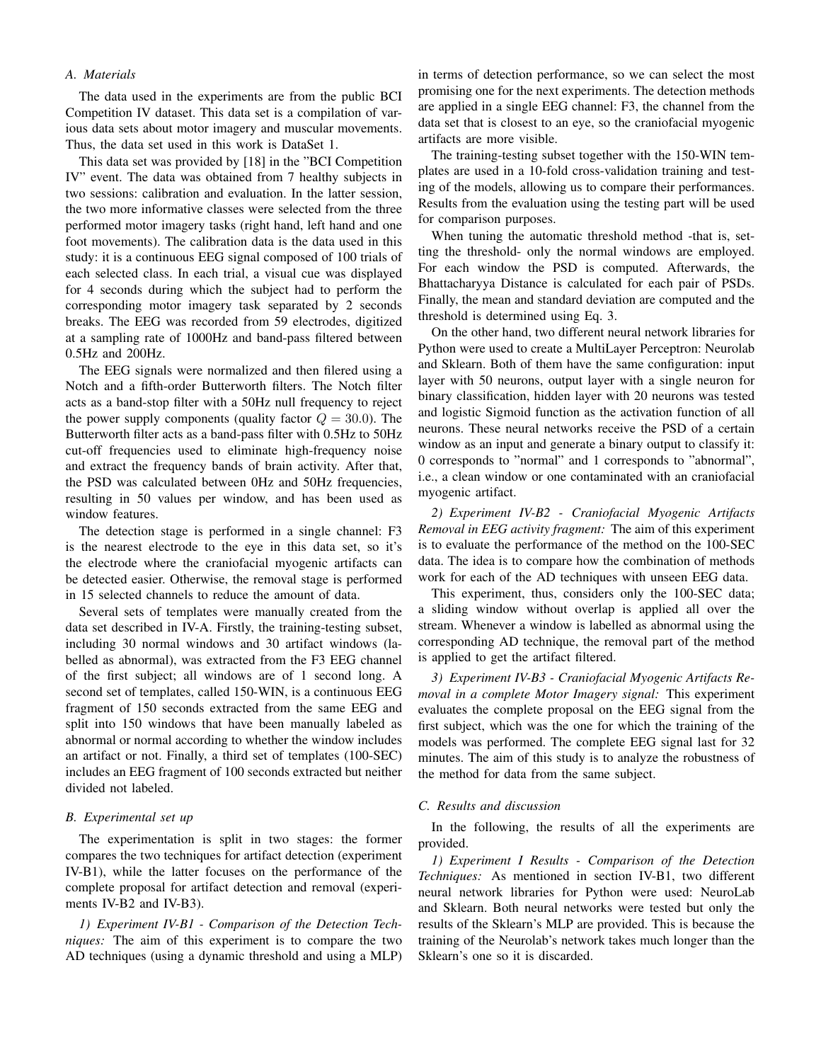### A. Materials

The data used in the experiments are from the public BCI Competition IV dataset. This data set is a compilation of various data sets about motor imagery and muscular movements. Thus, the data set used in this work is DataSet 1.

This data set was provided by [18] in the "BCI Competition IV" event. The data was obtained from 7 healthy subjects in two sessions: calibration and evaluation. In the latter session, the two more informative classes were selected from the three performed motor imagery tasks (right hand, left hand and one foot movements). The calibration data is the data used in this study: it is a continuous EEG signal composed of 100 trials of each selected class. In each trial, a visual cue was displayed for 4 seconds during which the subject had to perform the corresponding motor imagery task separated by 2 seconds breaks. The EEG was recorded from 59 electrodes, digitized at a sampling rate of 1000Hz and band-pass filtered between 0.5Hz and 200Hz.

The EEG signals were normalized and then filered using a Notch and a fifth-order Butterworth filters. The Notch filter acts as a band-stop filter with a 50Hz null frequency to reject the power supply components (quality factor $Q = 30.0$). The Butterworth filter acts as a band-pass filter with 0.5Hz to 50Hz cut-off frequencies used to eliminate high-frequency noise and extract the frequency bands of brain activity. After that, the PSD was calculated between 0Hz and 50Hz frequencies, resulting in 50 values per window, and has been used as window features.

The detection stage is performed in a single channel: F3 is the nearest electrode to the eye in this data set, so it's the electrode where the craniofacial myogenic artifacts can be detected easier. Otherwise, the removal stage is performed in 15 selected channels to reduce the amount of data.

Several sets of templates were manually created from the data set described in IV-A. Firstly, the training-testing subset, including 30 normal windows and 30 artifact windows (labelled as abnormal), was extracted from the F3 EEG channel of the first subject; all windows are of 1 second long. A second set of templates, called 150-WIN, is a continuous EEG fragment of 150 seconds extracted from the same EEG and split into 150 windows that have been manually labeled as abnormal or normal according to whether the window includes an artifact or not. Finally, a third set of templates (100-SEC) includes an EEG fragment of 100 seconds extracted but neither divided not labeled.

### B. Experimental set up

The experimentation is split in two stages: the former compares the two techniques for artifact detection (experiment IV-B1), while the latter focuses on the performance of the complete proposal for artifact detection and removal (experiments IV-B2 and IV-B3).

*1) Experiment IV-B1 - Comparison of the Detection Techniques:* The aim of this experiment is to compare the two AD techniques (using a dynamic threshold and using a MLP) in terms of detection performance, so we can select the most promising one for the next experiments. The detection methods are applied in a single EEG channel: F3, the channel from the data set that is closest to an eye, so the craniofacial myogenic artifacts are more visible.

The training-testing subset together with the 150-WIN templates are used in a 10-fold cross-validation training and testing of the models, allowing us to compare their performances. Results from the evaluation using the testing part will be used for comparison purposes.

When tuning the automatic threshold method -that is, setting the threshold- only the normal windows are employed. For each window the PSD is computed. Afterwards, the Bhattacharyya Distance is calculated for each pair of PSDs. Finally, the mean and standard deviation are computed and the threshold is determined using Eq. 3.

On the other hand, two different neural network libraries for Python were used to create a MultiLayer Perceptron: Neurolab and Sklearn. Both of them have the same configuration: input layer with 50 neurons, output layer with a single neuron for binary classification, hidden layer with 20 neurons was tested and logistic Sigmoid function as the activation function of all neurons. These neural networks receive the PSD of a certain window as an input and generate a binary output to classify it: 0 corresponds to "normal" and 1 corresponds to "abnormal", i.e., a clean window or one contaminated with an craniofacial myogenic artifact.

*2) Experiment IV-B2 - Craniofacial Myogenic Artifacts Removal in EEG activity fragment:* The aim of this experiment is to evaluate the performance of the method on the 100-SEC data. The idea is to compare how the combination of methods work for each of the AD techniques with unseen EEG data.

This experiment, thus, considers only the 100-SEC data; a sliding window without overlap is applied all over the stream. Whenever a window is labelled as abnormal using the corresponding AD technique, the removal part of the method is applied to get the artifact filtered.

*3) Experiment IV-B3 - Craniofacial Myogenic Artifacts Removal in a complete Motor Imagery signal:* This experiment evaluates the complete proposal on the EEG signal from the first subject, which was the one for which the training of the models was performed. The complete EEG signal last for 32 minutes. The aim of this study is to analyze the robustness of the method for data from the same subject.

### C. Results and discussion

In the following, the results of all the experiments are provided.

*1) Experiment I Results - Comparison of the Detection Techniques:* As mentioned in section IV-B1, two different neural network libraries for Python were used: NeuroLab and Sklearn. Both neural networks were tested but only the results of the Sklearn's MLP are provided. This is because the training of the Neurolab's network takes much longer than the Sklearn's one so it is discarded.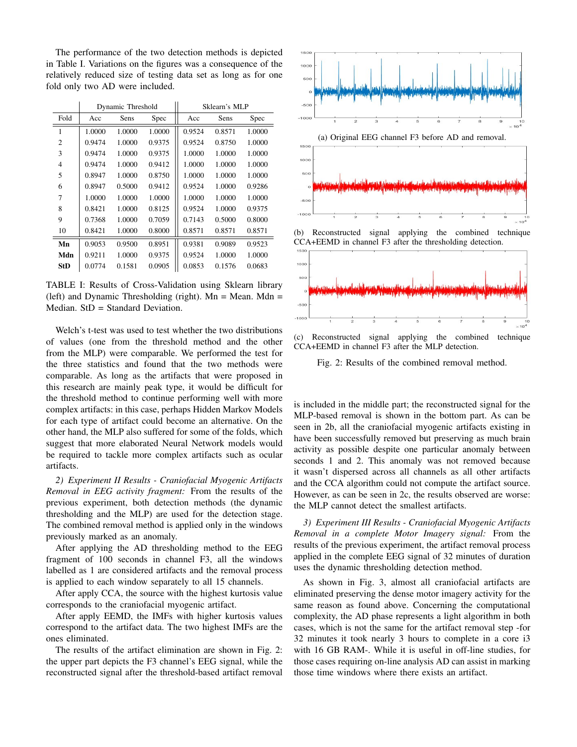The performance of the two detection methods is depicted in Table I. Variations on the figures was a consequence of the relatively reduced size of testing data set as long as for one fold only two AD were included.

| | Dynamic Threshold | | | Sklearn's MLP | | |
|---|---|---|---|---|---|---|
| Fold | Acc | Sens | Spec | Acc | Sens | Spec |
| 1 | 1.0000 | 1.0000 | 1.0000 | 0.9524 | 0.8571 | 1.0000 |
| 2 | 0.9474 | 1.0000 | 0.9375 | 0.9524 | 0.8750 | 1.0000 |
| 3 | 0.9474 | 1.0000 | 0.9375 | 1.0000 | 1.0000 | 1.0000 |
| 4 | 0.9474 | 1.0000 | 0.9412 | 1.0000 | 1.0000 | 1.0000 |
| 5 | 0.8947 | 1.0000 | 0.8750 | 1.0000 | 1.0000 | 1.0000 |
| 6 | 0.8947 | 0.5000 | 0.9412 | 0.9524 | 1.0000 | 0.9286 |
| 7 | 1.0000 | 1.0000 | 1.0000 | 1.0000 | 1.0000 | 1.0000 |
| 8 | 0.8421 | 1.0000 | 0.8125 | 0.9524 | 1.0000 | 0.9375 |
| 9 | 0.7368 | 1.0000 | 0.7059 | 0.7143 | 0.5000 | 0.8000 |
| 10 | 0.8421 | 1.0000 | 0.8000 | 0.8571 | 0.8571 | 0.8571 |
| **Mn** | 0.9053 | 0.9500 | 0.8951 | 0.9381 | 0.9089 | 0.9523 |
| **Mdn** | 0.9211 | 1.0000 | 0.9375 | 0.9524 | 1.0000 | 1.0000 |
| **StD** | 0.0774 | 0.1581 | 0.0905 | 0.0853 | 0.1576 | 0.0683 |

TABLE I: Results of Cross-Validation using Sklearn library (left) and Dynamic Thresholding (right). Mn = Mean. Mdn = Median. StD = Standard Deviation.

Welch's t-test was used to test whether the two distributions of values (one from the threshold method and the other from the MLP) were comparable. We performed the test for the three statistics and found that the two methods were comparable. As long as the artifacts that were proposed in this research are mainly peak type, it would be difficult for the threshold method to continue performing well with more complex artifacts: in this case, perhaps Hidden Markov Models for each type of artifact could become an alternative. On the other hand, the MLP also suffered for some of the folds, which suggest that more elaborated Neural Network models would be required to tackle more complex artifacts such as ocular artifacts.

*2) Experiment II Results - Craniofacial Myogenic Artifacts Removal in EEG activity fragment:* From the results of the previous experiment, both detection methods (the dynamic thresholding and the MLP) are used for the detection stage. The combined removal method is applied only in the windows previously marked as an anomaly.

After applying the AD thresholding method to the EEG fragment of 100 seconds in channel F3, all the windows labelled as 1 are considered artifacts and the removal process is applied to each window separately to all 15 channels.

After apply CCA, the source with the highest kurtosis value corresponds to the craniofacial myogenic artifact.

After apply EEMD, the IMFs with higher kurtosis values correspond to the artifact data. The two highest IMFs are the ones eliminated.

The results of the artifact elimination are shown in Fig. 2: the upper part depicts the F3 channel's EEG signal, while the reconstructed signal after the threshold-based artifact removal is included in the middle part; the reconstructed signal for the MLP-based removal is shown in the bottom part. As can be seen in 2b, all the craniofacial myogenic artifacts existing in have been successfully removed but preserving as much brain activity as possible despite one particular anomaly between seconds 1 and 2. This anomaly was not removed because it wasn't dispersed across all channels as all other artifacts and the CCA algorithm could not compute the artifact source. However, as can be seen in 2c, the results observed are worse: the MLP cannot detect the smallest artifacts.

(a) Original EEG channel F3 before AD and removal.

(b) Reconstructed signal applying the combined technique CCA+EEMD in channel F3 after the thresholding detection.

(c) Reconstructed signal applying the combined technique CCA+EEMD in channel F3 after the MLP detection.

Fig. 2: Results of the combined removal method.

*3) Experiment III Results - Craniofacial Myogenic Artifacts Removal in a complete Motor Imagery signal:* From the results of the previous experiment, the artifact removal process applied in the complete EEG signal of 32 minutes of duration uses the dynamic thresholding detection method.

As shown in Fig. 3, almost all craniofacial artifacts are eliminated preserving the dense motor imagery activity for the same reason as found above. Concerning the computational complexity, the AD phase represents a light algorithm in both cases, which is not the same for the artifact removal step -for 32 minutes it took nearly 3 hours to complete in a core i3 with 16 GB RAM-. While it is useful in off-line studies, for those cases requiring on-line analysis AD can assist in marking those time windows where there exists an artifact.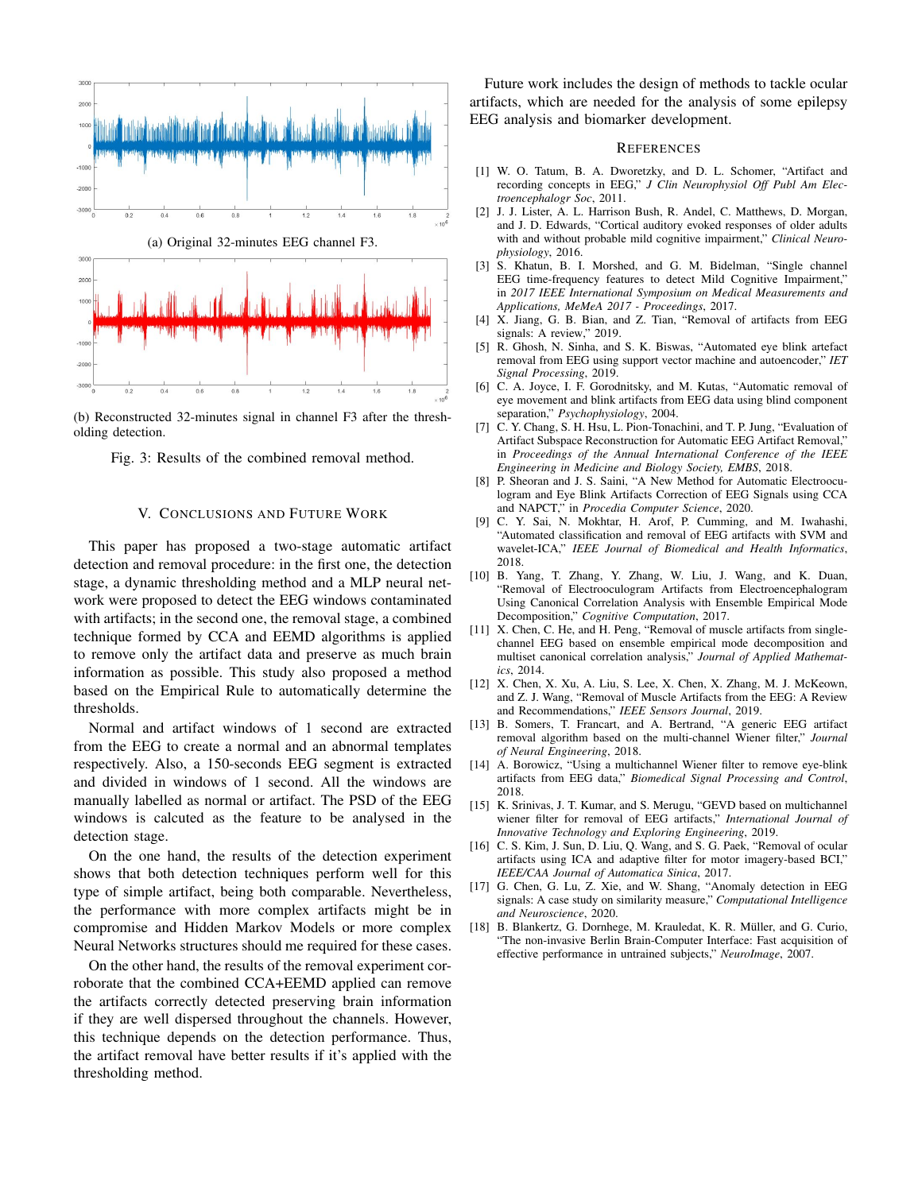3000
2000
1000
0
-1000
-2000
-3000
0 0.2 0.4 0.6 0.8 1 1.2 1.4 1.6 1.8 2
$\times 10^6$

(a) Original 32-minutes EEG channel F3.

3000
2000
1000
0
-1000
-2000
-3000
0 0.2 0.4 0.6 0.8 1 1.2 1.4 1.6 1.8 2
$\times 10^6$

(b) Reconstructed 32-minutes signal in channel F3 after the thresholding detection.

Fig. 3: Results of the combined removal method.

## V. Conclusions and Future Work

This paper has proposed a two-stage automatic artifact detection and removal procedure: in the first one, the detection stage, a dynamic thresholding method and a MLP neural network were proposed to detect the EEG windows contaminated with artifacts; in the second one, the removal stage, a combined technique formed by CCA and EEMD algorithms is applied to remove only the artifact data and preserve as much brain information as possible. This study also proposed a method based on the Empirical Rule to automatically determine the thresholds.

Normal and artifact windows of 1 second are extracted from the EEG to create a normal and an abnormal templates respectively. Also, a 150-seconds EEG segment is extracted and divided in windows of 1 second. All the windows are manually labelled as normal or artifact. The PSD of the EEG windows is calculated as the feature to be analysed in the detection stage.

On the one hand, the results of the detection experiment shows that both detection techniques perform well for this type of simple artifact, being both comparable. Nevertheless, the performance with more complex artifacts might be in compromise and Hidden Markov Models or more complex Neural Networks structures should me required for these cases.

On the other hand, the results of the removal experiment corroborate that the combined CCA+EEMD applied can remove the artifacts correctly detected preserving brain information if they are well dispersed throughout the channels. However, this technique depends on the detection performance. Thus, the artifact removal have better results if it's applied with the thresholding method.

Future work includes the design of methods to tackle ocular artifacts, which are needed for the analysis of some epilepsy EEG analysis and biomarker development.

## References

[1] W. O. Tatum, B. A. Dworetzky, and D. L. Schomer, "Artifact and recording concepts in EEG," *J Clin Neurophysiol Off Publ Am Electroencephalogr Soc*, 2011.

[2] J. J. Lister, A. L. Harrison Bush, R. Andel, C. Matthews, D. Morgan, and J. D. Edwards, "Cortical auditory evoked responses of older adults with and without probable mild cognitive impairment," *Clinical Neurophysiology*, 2016.

[3] S. Khatun, B. I. Morshed, and G. M. Bidelman, "Single channel EEG time-frequency features to detect Mild Cognitive Impairment," in *2017 IEEE International Symposium on Medical Measurements and Applications, MeMeA 2017 - Proceedings*, 2017.

[4] X. Jiang, G. B. Bian, and Z. Tian, "Removal of artifacts from EEG signals: A review," 2019.

[5] R. Ghosh, N. Sinha, and S. K. Biswas, "Automated eye blink artefact removal from EEG using support vector machine and autoencoder," *IET Signal Processing*, 2019.

[6] C. A. Joyce, I. F. Gorodnitsky, and M. Kutas, "Automatic removal of eye movement and blink artifacts from EEG data using blind component separation," *Psychophysiology*, 2004.

[7] C. Y. Chang, S. H. Hsu, L. Pion-Tonachini, and T. P. Jung, "Evaluation of Artifact Subspace Reconstruction for Automatic EEG Artifact Removal," in *Proceedings of the Annual International Conference of the IEEE Engineering in Medicine and Biology Society, EMBS*, 2018.

[8] P. Sheoran and J. S. Saini, "A New Method for Automatic Electrooculogram and Eye Blink Artifacts Correction of EEG Signals using CCA and NAPCT," in *Procedia Computer Science*, 2020.

[9] C. Y. Sai, N. Mokhtar, H. Arof, P. Cumming, and M. Iwahashi, "Automated classification and removal of EEG artifacts with SVM and wavelet-ICA," *IEEE Journal of Biomedical and Health Informatics*, 2018.

[10] B. Yang, T. Zhang, Y. Zhang, W. Liu, J. Wang, and K. Duan, "Removal of Electrooculogram Artifacts from Electroencephalogram Using Canonical Correlation Analysis with Ensemble Empirical Mode Decomposition," *Cognitive Computation*, 2017.

[11] X. Chen, C. He, and H. Peng, "Removal of muscle artifacts from single-channel EEG based on ensemble empirical mode decomposition and multiset canonical correlation analysis," *Journal of Applied Mathematics*, 2014.

[12] X. Chen, X. Xu, A. Liu, S. Lee, X. Chen, X. Zhang, M. J. McKeown, and Z. J. Wang, "Removal of Muscle Artifacts from the EEG: A Review and Recommendations," *IEEE Sensors Journal*, 2019.

[13] B. Somers, T. Francart, and A. Bertrand, "A generic EEG artifact removal algorithm based on the multi-channel Wiener filter," *Journal of Neural Engineering*, 2018.

[14] A. Borowicz, "Using a multichannel Wiener filter to remove eye-blink artifacts from EEG data," *Biomedical Signal Processing and Control*, 2018.

[15] K. Srinivas, J. T. Kumar, and S. Merugu, "GEVD based on multichannel wiener filter for removal of EEG artifacts," *International Journal of Innovative Technology and Exploring Engineering*, 2019.

[16] C. S. Kim, J. Sun, D. Liu, Q. Wang, and S. G. Paek, "Removal of ocular artifacts using ICA and adaptive filter for motor imagery-based BCI," *IEEE/CAA Journal of Automatica Sinica*, 2017.

[17] G. Chen, G. Lu, Z. Xie, and W. Shang, "Anomaly detection in EEG signals: A case study on similarity measure," *Computational Intelligence and Neuroscience*, 2020.

[18] B. Blankertz, G. Dornhege, M. Krauledat, K. R. Müller, and G. Curio, "The non-invasive Berlin Brain-Computer Interface: Fast acquisition of effective performance in untrained subjects," *NeuroImage*, 2007.